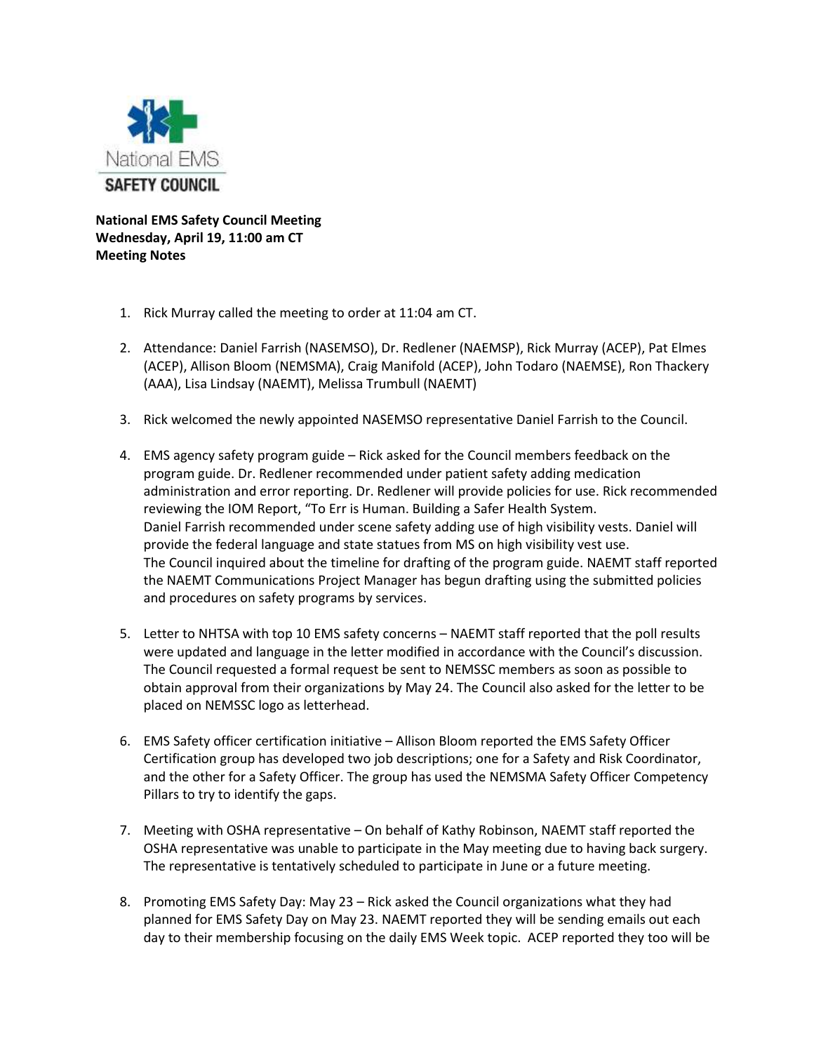**National EMS Safety Council Meeting**
**Wednesday, April 19, 11:00 am CT**
**Meeting Notes**

1. Rick Murray called the meeting to order at 11:04 am CT.

2. Attendance: Daniel Farrish (NASEMSO), Dr. Redlener (NAEMSP), Rick Murray (ACEP), Pat Elmes (ACEP), Allison Bloom (NEMSMA), Craig Manifold (ACEP), John Todaro (NAEMSE), Ron Thackery (AAA), Lisa Lindsay (NAEMT), Melissa Trumbull (NAEMT)

3. Rick welcomed the newly appointed NASEMSO representative Daniel Farrish to the Council.

4. EMS agency safety program guide – Rick asked for the Council members feedback on the program guide. Dr. Redlener recommended under patient safety adding medication administration and error reporting. Dr. Redlener will provide policies for use. Rick recommended reviewing the IOM Report, "To Err is Human. Building a Safer Health System.
   Daniel Farrish recommended under scene safety adding use of high visibility vests. Daniel will provide the federal language and state statues from MS on high visibility vest use.
   The Council inquired about the timeline for drafting of the program guide. NAEMT staff reported the NAEMT Communications Project Manager has begun drafting using the submitted policies and procedures on safety programs by services.

5. Letter to NHTSA with top 10 EMS safety concerns – NAEMT staff reported that the poll results were updated and language in the letter modified in accordance with the Council's discussion. The Council requested a formal request be sent to NEMSSC members as soon as possible to obtain approval from their organizations by May 24. The Council also asked for the letter to be placed on NEMSSC logo as letterhead.

6. EMS Safety officer certification initiative – Allison Bloom reported the EMS Safety Officer Certification group has developed two job descriptions; one for a Safety and Risk Coordinator, and the other for a Safety Officer. The group has used the NEMSMA Safety Officer Competency Pillars to try to identify the gaps.

7. Meeting with OSHA representative – On behalf of Kathy Robinson, NAEMT staff reported the OSHA representative was unable to participate in the May meeting due to having back surgery. The representative is tentatively scheduled to participate in June or a future meeting.

8. Promoting EMS Safety Day: May 23 – Rick asked the Council organizations what they had planned for EMS Safety Day on May 23. NAEMT reported they will be sending emails out each day to their membership focusing on the daily EMS Week topic. ACEP reported they too will be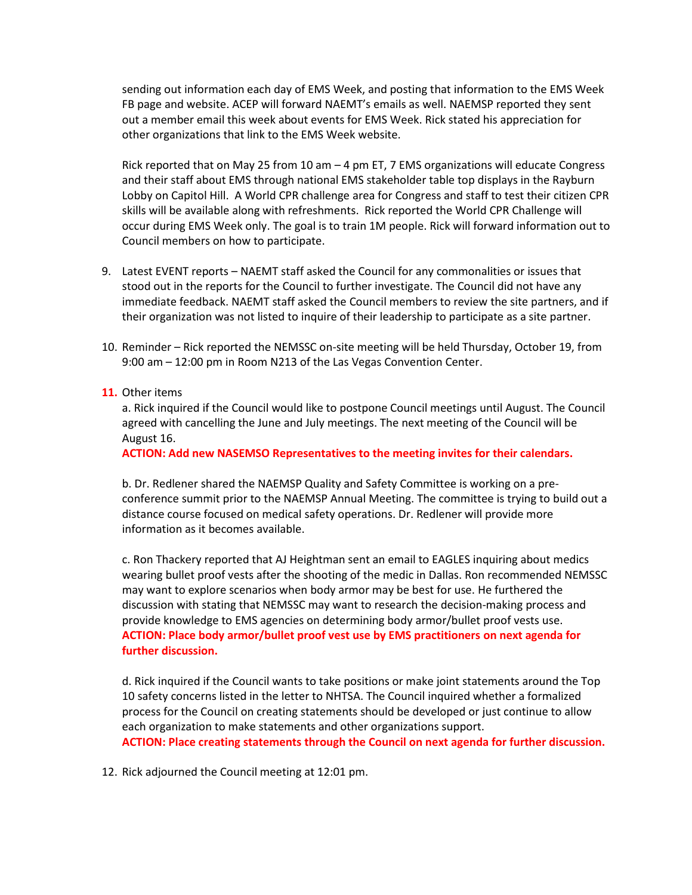sending out information each day of EMS Week, and posting that information to the EMS Week FB page and website. ACEP will forward NAEMT's emails as well. NAEMSP reported they sent out a member email this week about events for EMS Week. Rick stated his appreciation for other organizations that link to the EMS Week website.

Rick reported that on May 25 from 10 am – 4 pm ET, 7 EMS organizations will educate Congress and their staff about EMS through national EMS stakeholder table top displays in the Rayburn Lobby on Capitol Hill. A World CPR challenge area for Congress and staff to test their citizen CPR skills will be available along with refreshments. Rick reported the World CPR Challenge will occur during EMS Week only. The goal is to train 1M people. Rick will forward information out to Council members on how to participate.

9. Latest EVENT reports – NAEMT staff asked the Council for any commonalities or issues that stood out in the reports for the Council to further investigate. The Council did not have any immediate feedback. NAEMT staff asked the Council members to review the site partners, and if their organization was not listed to inquire of their leadership to participate as a site partner.

10. Reminder – Rick reported the NEMSSC on-site meeting will be held Thursday, October 19, from 9:00 am – 12:00 pm in Room N213 of the Las Vegas Convention Center.

11. Other items

   a. Rick inquired if the Council would like to postpone Council meetings until August. The Council agreed with cancelling the June and July meetings. The next meeting of the Council will be August 16.
   **ACTION: Add new NASEMSO Representatives to the meeting invites for their calendars.**

   b. Dr. Redlener shared the NAEMSP Quality and Safety Committee is working on a pre-conference summit prior to the NAEMSP Annual Meeting. The committee is trying to build out a distance course focused on medical safety operations. Dr. Redlener will provide more information as it becomes available.

   c. Ron Thackery reported that AJ Heightman sent an email to EAGLES inquiring about medics wearing bullet proof vests after the shooting of the medic in Dallas. Ron recommended NEMSSC may want to explore scenarios when body armor may be best for use. He furthered the discussion with stating that NEMSSC may want to research the decision-making process and provide knowledge to EMS agencies on determining body armor/bullet proof vests use.
   **ACTION: Place body armor/bullet proof vest use by EMS practitioners on next agenda for further discussion.**

   d. Rick inquired if the Council wants to take positions or make joint statements around the Top 10 safety concerns listed in the letter to NHTSA. The Council inquired whether a formalized process for the Council on creating statements should be developed or just continue to allow each organization to make statements and other organizations support.
   **ACTION: Place creating statements through the Council on next agenda for further discussion.**

12. Rick adjourned the Council meeting at 12:01 pm.